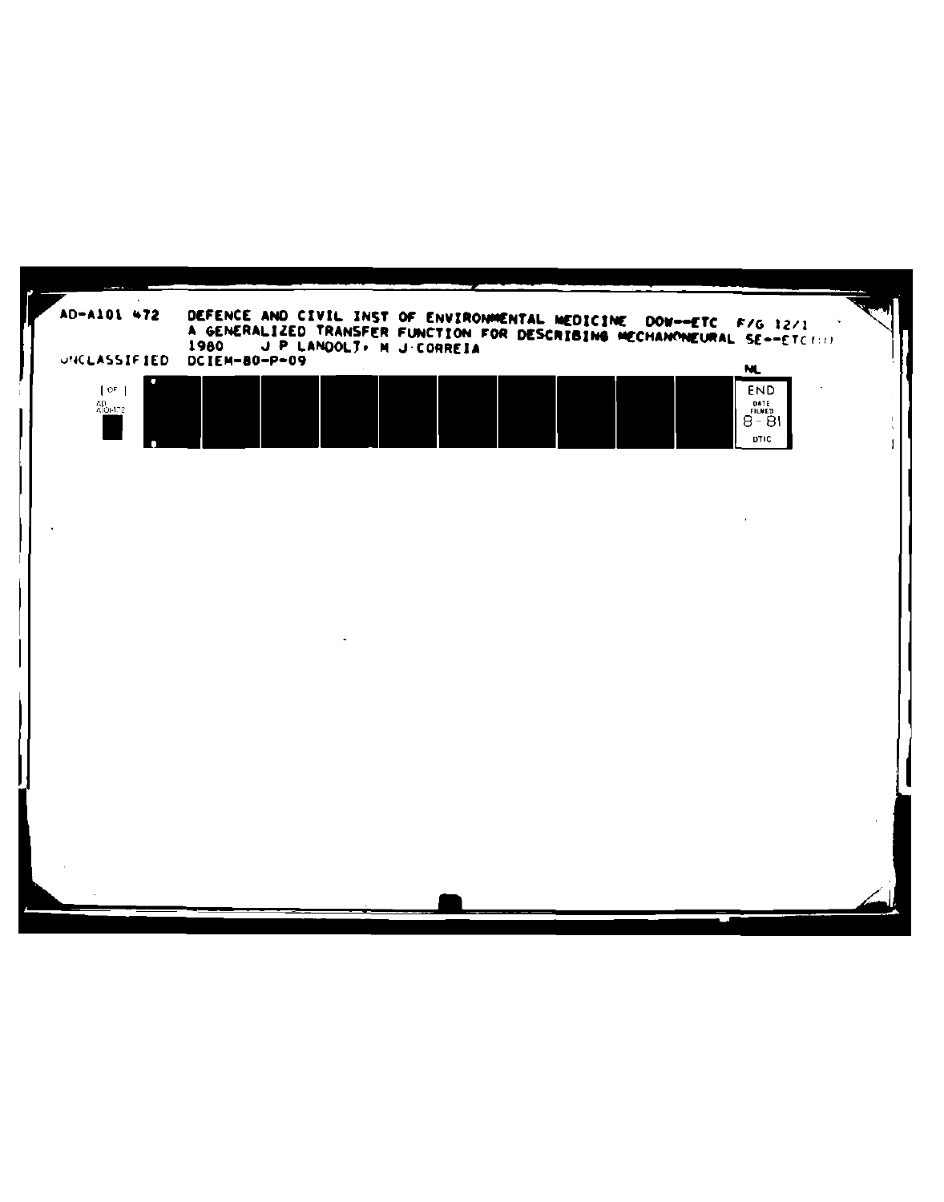AD-A101 472 DEFENCE AND CIVIL INST OF ENVIRONMENTAL MEDICINE DOW--ETC F/G 12/1
A GENERALIZED TRANSFER FUNCTION FOR DESCRIBING MECHANONEURAL SE--ETC(U)
1980 J P LANDOLT, M J CORREIA

UNCLASSIFIED DCIEM-80-P-09 NL

1 OF 1
AD
A101472

END
DATE
FILMED
8-81
DTIC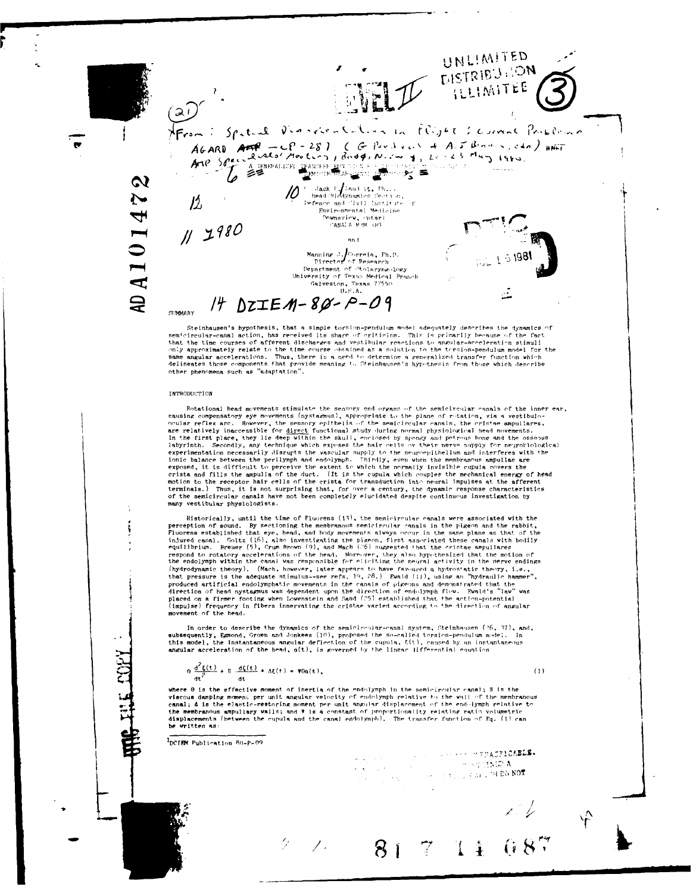UNLIMITED DISTRIBUTION ILLIMITEE

From: Spatial Disorientation in Flight: Current Problems AGARD-CP-287 (G. Perdriel + A.J. Benson, eds) AGARD Aerospace Medical Panel Specialists' Meeting, Bodø, Norway, 20-23 May 1980.

# A GENERALIZED TRANSFER FUNCTION FOR SEMICIRCULAR-CANAL DYNAMICS

Jack H. Landolt, Ph.D.
Head Biodynamics Section,
Defence and Civil Institute of Environmental Medicine
Downsview, Ontario
CANADA M3M 3B9

and

Manning J. Correia, Ph.D.
Director of Research
Department of Otolaryngology
University of Texas Medical Branch
Galveston, Texas 77550
U.S.A.

DCIEM-80-P-09

## SUMMARY

Steinhausen's hypothesis, that a simple torsion-pendulum model adequately describes the dynamics of semicircular-canal action, has received its share of criticism. This is primarily because of the fact that the time courses of afferent discharges and vestibular reactions to angular-acceleration stimuli only approximately relate to the time course obtained as a solution to the torsion-pendulum model for the same angular accelerations. Thus, there is a need to determine a generalized transfer function which delineates those components that provide meaning to Steinhausen's hypothesis from those which describe other phenomena such as "adaptation".

## INTRODUCTION

Rotational head movements stimulate the sensory end organs of the semicircular canals of the inner ear, causing compensatory eye movements (nystagmus), appropriate to the plane of rotation, via a vestibulo-ocular reflex arc. However, the sensory epithelia of the semicircular canals, the cristae ampullares, are relatively inaccessible for direct functional study during normal physiological head movements. In the first place, they lie deep within the skull, enclosed by spongy and petrous bone and the osseous labyrinth. Secondly, any technique which exposes the hair cells or their nerve supply for neurobiological experimentation necessarily disrupts the vascular supply to the neuroepithelium and interferes with the ionic balance between the perilymph and endolymph. Thirdly, even when the membranous ampullae are exposed, it is difficult to perceive the extent to which the normally invisible cupula covers the crista and fills the ampulla of the duct. (It is the cupula which couples the mechanical energy of head motion to the receptor hair cells of the crista for transduction into neural impulses at the afferent terminals.) Thus, it is not surprising that, for over a century, the dynamic response characteristics of the semicircular canals have not been completely elucidated despite continuous investigation by many vestibular physiologists.

Historically, until the time of Fluorens (13), the semicircular canals were associated with the perception of sound. By sectioning the membranous semicircular canals in the pigeon and the rabbit, Fluorens established that eye, head, and body movements always occur in the same plane as that of the injured canal. Goltz (16), also investigating the pigeon, first associated these canals with bodily equilibrium. Breuer (5), Crum Brown (9), and Mach (26) suggested that the cristae ampullares respond to rotatory accelerations of the head. Moreover, they also hypothesized that the motion of the endolymph within the canal was responsible for eliciting the neural activity in the nerve endings (hydrodynamic theory). (Mach, however, later appears to have favoured a hydrostatic theory, i.e., that pressure is the adequate stimulus--see refs. 19, 28.) Ewald (11), using an "hydraulic hammer", produced artificial endolymphatic movements in the canals of pigeons and demonstrated that the direction of head nystagmus was dependent upon the direction of endolymph flow. Ewald's "law" was placed on a firmer footing when Lowenstein and Sand (25) established that the action-potential (impulse) frequency in fibers innervating the cristae varied according to the direction of angular movement of the head.

In order to describe the dynamics of the semicircular-canal system, Steinhausen (36, 37), and, subsequently, Egmond, Groen and Jonkees (10), proposed the so-called torsion-pendulum model. In this model, the instantaneous angular deflection of the cupula, $\xi(t)$, caused by an instantaneous angular acceleration of the head, $\alpha(t)$, is governed by the linear differential equation

$$\Theta \frac{d^2\xi(t)}{dt^2} + \Pi \frac{d\xi(t)}{dt} + \Delta\xi(t) = \Psi\alpha(t), \tag{1}$$

where $\Theta$ is the effective moment of inertia of the endolymph in the semicircular canal; $\Pi$ is the viscous damping moment per unit angular velocity of endolymph relative to the wall of the membranous canal; $\Delta$ is the elastic-restoring moment per unit angular displacement of the endolymph relative to the membranous ampullary walls; and $\Psi$ is a constant of proportionality relating ratio volumetric displacements (between the cupula and the canal endolymph). The transfer function of Eq. (1) can be written as:

[1] DCIEM Publication 80-P-09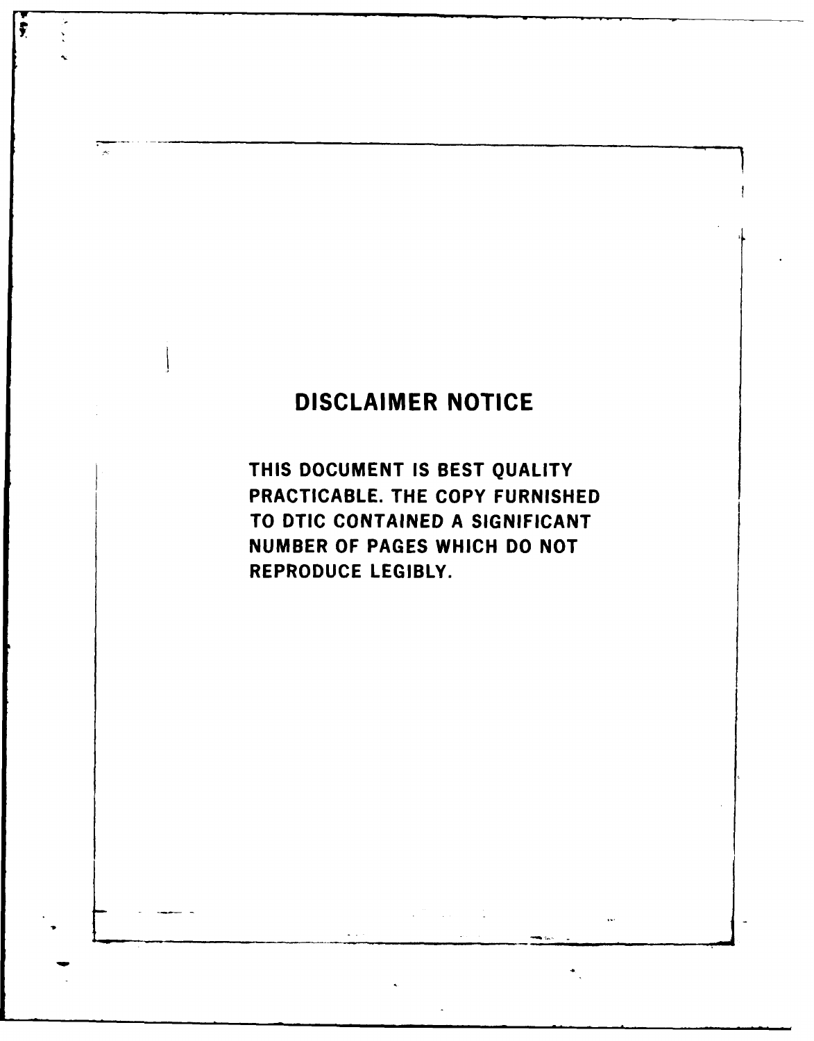# DISCLAIMER NOTICE

THIS DOCUMENT IS BEST QUALITY PRACTICABLE. THE COPY FURNISHED TO DTIC CONTAINED A SIGNIFICANT NUMBER OF PAGES WHICH DO NOT REPRODUCE LEGIBLY.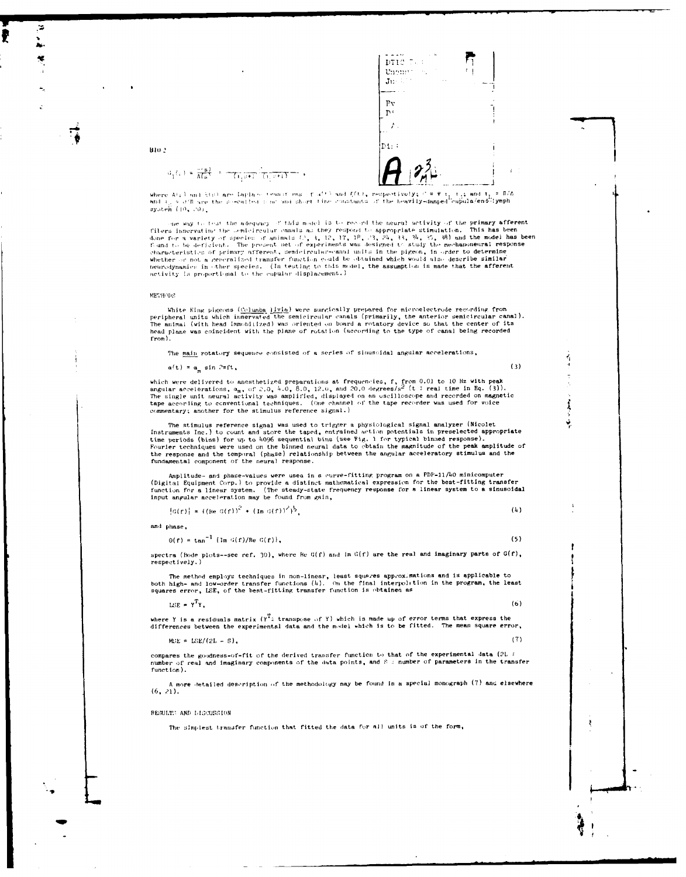$$G_1(s) = \frac{\xi(s)}{A(s)} = \frac{\xi}{(\tau_1 s+1)(\tau_2 s+1)},$$

where $A(s)$ and $\xi(s)$ are Laplace transforms of $\alpha(t)$ and $\xi(t)$, respectively; $\xi = \Psi \tau_1 \tau_2$; and $\tau_1 = \Pi/\Delta$ and $\tau_2 = \Theta/\Pi$ are the so-called long and short time constants of the heavily-damped cupula/endolymph system (10, 20).

One way to test the adequacy of this model is to record the neural activity of the primary afferent fibers innervating the semicircular canals as they respond to appropriate stimulation. This has been done for a variety of species of animals (2, 3, 12, 17, 18, 23, 24, 33, 34, 35, 38) and the model has been found to be deficient. The present set of experiments was designed to study the mechanoneural response characteristics of primary afferent, semicircular-canal units in the pigeon, in order to determine whether or not a generalized transfer function could be obtained which would also describe similar neurodynamics in other species. (In testing to this model, the assumption is made that the afferent activity is proportional to the cupular displacement.)

## METHODS

White King pigeons (*Columba livia*) were surgically prepared for microelectrode recording from peripheral units which innervated the semicircular canals (primarily, the anterior semicircular canal). The animal (with head immobilized) was oriented on board a rotatory device so that the center of its head plane was coincident with the plane of rotation (according to the type of canal being recorded from).

The main rotatory sequence consisted of a series of sinusoidal angular accelerations,

$$\alpha(t) = \alpha_m \sin 2\pi f t, \tag{3}$$

which were delivered to anesthetized preparations at frequencies, f, from 0.01 to 10 Hz with peak angular accelerations, $\alpha_m$, of 2.0, 4.0, 8.0, 12.0, and 20.0 degrees/s$^2$ (t = real time in Eq. (3)). The single unit neural activity was amplified, displayed on an oscilloscope and recorded on magnetic tape according to conventional techniques. (One channel of the tape recorder was used for voice commentary; another for the stimulus reference signal.)

The stimulus reference signal was used to trigger a physiological signal analyzer (Nicolet Instruments Inc.) to count and store the taped, entrained action potentials in preselected appropriate time periods (bins) for up to 4096 sequential bins (see Fig. 1 for typical binned response). Fourier techniques were used on the binned neural data to obtain the magnitude of the peak amplitude of the response and the temporal (phase) relationship between the angular acceleratory stimulus and the fundamental component of the neural response.

Amplitude- and phase-values were used in a curve-fitting program on a PDP-11/40 minicomputer (Digital Equipment Corp.) to provide a distinct mathematical expression for the best-fitting transfer function for a linear system. (The steady-state frequency response for a linear system to a sinusoidal input angular acceleration may be found from gain,

$$|G(f)| = ((\text{Re } G(f))^2 + (\text{Im } G(f))^2)^{\frac{1}{2}}, \tag{4}$$

and phase,

$$\theta(f) = \tan^{-1} (\text{Im } G(f)/\text{Re } G(f)), \tag{5}$$

spectra (Bode plots--see ref. 30), where Re G(f) and Im G(f) are the real and imaginary parts of G(f), respectively.)

The method employs techniques in non-linear, least squares approximations and is applicable to both high- and low-order transfer functions (4). On the final interpolation in the program, the least squares error, LSE, of the best-fitting transfer function is obtained as

$$\text{LSE} = Y^T Y, \tag{6}$$

where Y is a residuals matrix ($Y^T$ = transpose of Y) which is made up of error terms that express the differences between the experimental data and the model which is to be fitted. The mean square error,

$$\text{MSE} = \text{LSE}/(2L - S), \tag{7}$$

compares the goodness-of-fit of the derived transfer function to that of the experimental data (2L = number of real and imaginary components of the data points, and S = number of parameters in the transfer function).

A more detailed description of the methodology may be found in a special monograph (7) and elsewhere (6, 21).

## RESULTS AND DISCUSSION

The simplest transfer function that fitted the data for all units is of the form,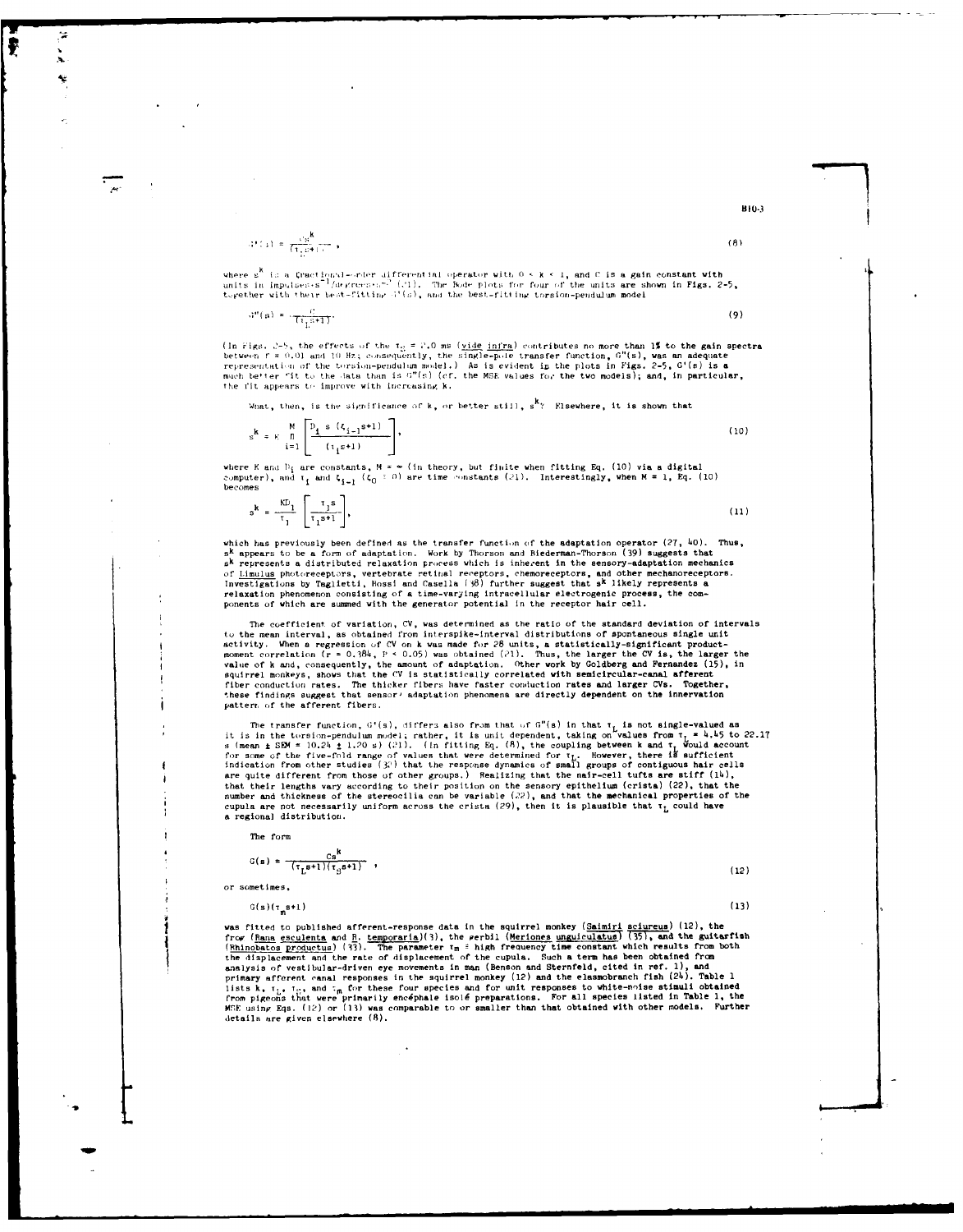$$G'(s) = \frac{Cs^k}{(\tau_L s+1)}, \tag{8}$$

where $s^k$ is a fractional-order differential operator with $0 < k < 1$, and C is a gain constant with units in impulses·s$^{-1}$/degrees·s$^{-2}$ (21). The Bode plots for four of the units are shown in Figs. 2-5, together with their best-fitting $G'(s)$, and the best-fitting torsion-pendulum model

$$G''(s) = \frac{C}{(\tau_L s+1)}. \tag{9}$$

(In Figs. 2-5, the effects of the $\tau_S$ = 2.0 ms (*vide infra*) contributes no more than 1% to the gain spectra between f = 0.01 and 10 Hz; consequently, the single-pole transfer function, $G''(s)$, was an adequate representation of the torsion-pendulum model.) As is evident in the plots in Figs. 2-5, $G'(s)$ is a much better fit to the data than is $G''(s)$ (cf. the MSE values for the two models); and, in particular, the fit appears to improve with increasing k.

What, then, is the significance of k, or better still, $s^k$? Elsewhere, it is shown that

$$s^k = K \prod_{i=1}^{M} \left[ \frac{D_i\ s\ (\zeta_{i-1}s+1)}{(\tau_i s+1)} \right], \tag{10}$$

where K and $D_i$ are constants, M = ∞ (in theory, but finite when fitting Eq. (10) via a digital computer), and $\tau_i$ and $\zeta_{i-1}$ ($\zeta_0 \equiv 0$) are time constants (21). Interestingly, when M = 1, Eq. (10) becomes

$$s^k = \frac{KD_1}{\tau_1} \left[ \frac{\tau_1 s}{\tau_1 s+1} \right], \tag{11}$$

which has previously been defined as the transfer function of the adaptation operator (27, 40). Thus, $s^k$ appears to be a form of adaptation. Work by Thorson and Biederman-Thorson (39) suggests that $s^k$ represents a distributed relaxation process which is inherent in the sensory-adaptation mechanics of *Limulus* photoreceptors, vertebrate retinal receptors, chemoreceptors, and other mechanoreceptors. Investigations by Taglietti, Rossi and Casella (38) further suggest that $s^k$ likely represents a relaxation phenomenon consisting of a time-varying intracellular electrogenic process, the components of which are summed with the generator potential in the receptor hair cell.

The coefficient of variation, CV, was determined as the ratio of the standard deviation of intervals to the mean interval, as obtained from interspike-interval distributions of spontaneous single unit activity. When a regression of CV on k was made for 28 units, a statistically-significant product-moment correlation (r = 0.384, $P < 0.05$) was obtained (21). Thus, the larger the CV is, the larger the value of k and, consequently, the amount of adaptation. Other work by Goldberg and Fernandez (15), in squirrel monkeys, shows that the CV is statistically correlated with semicircular-canal afferent fiber conduction rates. The thicker fibers have faster conduction rates and larger CVs. Together, these findings suggest that sensory adaptation phenomena are directly dependent on the innervation pattern of the afferent fibers.

The transfer function, $G'(s)$, differs also from that of $G''(s)$ in that $\tau_L$ is not single-valued as it is in the torsion-pendulum model; rather, it is unit dependent, taking on values from $\tau_L$ = 4.45 to 22.17 s (mean ± SEM = 10.24 ± 1.20 s) (21). (In fitting Eq. (8), the coupling between k and $\tau_L$ would account for some of the five-fold range of values that were determined for $\tau_L$. However, there is sufficient indication from other studies (30) that the response dynamics of small groups of contiguous hair cells are quite different from those of other groups.) Realizing that the hair-cell tufts are stiff (14), that their lengths vary according to their position on the sensory epithelium (crista) (22), that the number and thickness of the stereocilia can be variable (22), and that the mechanical properties of the cupula are not necessarily uniform across the crista (29), then it is plausible that $\tau_L$ could have a regional distribution.

The form

$$G(s) = \frac{Cs^k}{(\tau_L s+1)(\tau_S s+1)}, \tag{12}$$

or sometimes,

$$G(s)(\tau_m s+1) \tag{13}$$

was fitted to published afferent-response data in the squirrel monkey (*Saimiri sciureus*) (12), the frog (*Rana esculenta* and *R. temporaria*)(3), the gerbil (*Meriones unguiculatus*) (35), and the guitarfish (*Rhinobatos productus*) (33). The parameter $\tau_m$ ≡ high frequency time constant which results from both the displacement and the rate of displacement of the cupula. Such a term has been obtained from analysis of vestibular-driven eye movements in man (Benson and Sternfeld, cited in ref. 1), and primary afferent canal responses in the squirrel monkey (12) and the elasmobranch fish (24). Table 1 lists k, $\tau_L$, $\tau_S$, and $\tau_m$ for these four species and for unit responses to white-noise stimuli obtained from pigeons that were primarily encéphale isolé preparations. For all species listed in Table 1, the MSE using Eqs. (12) or (13) was comparable to or smaller than that obtained with other models. Further details are given elsewhere (8).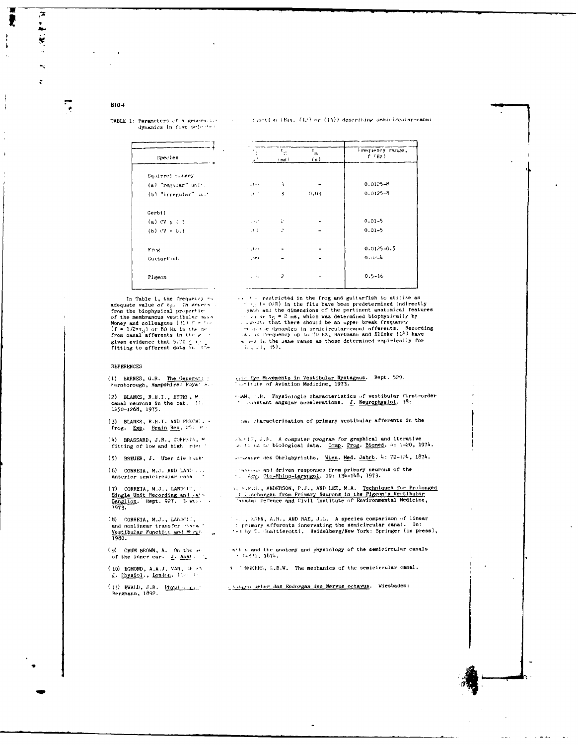TABLE 1: Parameters of a general ... function (Eqs. (12) or (13)) describing semicircular-canal dynamics in five selected ...

| Species | | $\tau_G$ (ms) | $\tau_m$ (s) | Frequency range, f (Hz) |
|---|---|---|---|---|
| Squirrel monkey | | | | |
| (a) "regular" unit | | 3 | - | 0.0125-8 |
| (b) "irregular" unit | | 3 | 0.03 | 0.0125-8 |
| Gerbil | | | | |
| (a) CV ≤ 0.1 | | 2 | - | 0.01-5 |
| (b) CV > 0.1 | | 2 | - | 0.01-5 |
| Frog | | - | - | 0.0125-0.5 |
| Guitarfish | | - | - | 0.02-4 |
| Pigeon | | 2 | - | 0.5-16 |

In Table 1, the frequency ... restricted in the frog and guitarfish to utilize an adequate value of $\tau_G$. In general ... (= 0/R) in the fits have been predetermined indirectly from the biophysical properties ... and the dimensions of the pertinent anatomical features of the membranous vestibular ... value $\tau_G$ = 2 ms, which was determined biophysically by Money and colleagues (31) ... that there should be an upper break frequency ($f = 1/2\pi\tau_G$) of 80 Hz in the ... response dynamics in semicircular-canal afferents. Recording from canal afferents in the ... frequency up to 70 Hz, Hartmann and Klinke (18) have given evidence that 5.70 ... in the same range as those determined empirically for fitting to afferent data in ... 35).

REFERENCES

(1) BARNES, G.R. The Generati... Eye Movements in Vestibular Nystagmus. Rept. 529. Farnborough, Hampshire: Royal A... Institute of Aviation Medicine, 1973.

(2) BLANKS, R.H.I., ESTES, M. ... HAM, C.H. Physiologic characteristics of vestibular first-order canal neurons in the cat. II. ... constant angular accelerations. J. Neurophysiol. 38: 1250-1268, 1975.

(3) BLANKS, R.H.I. AND PRECHT, ... characterization of primary vestibular afferents in the frog. Exp. Brain Res. 25: ...

(4) BRASSARD, J.R., CORREIA, M. ... J.P. A computer program for graphical and iterative fitting of low and high order ... functions to biological data. Comp. Prog. Biomed. 4: 1-20, 1974.

(5) BREUER, J. Uber die Funkt... Bogengänge des Ohrlabyrinths. Wien. Med. Jahrb. 4: 72-124, 1874.

(6) CORREIA, M.J. AND LANG... ... and driven responses from primary neurons of the anterior semicircular canal ... Adv. Oto-Rhino-Laryngol. 19: 134-148, 1973.

(7) CORREIA, M.J., LANDOLT, ... ANDERSON, P.J., AND LEE, M.A. Techniques for Prolonged Single Unit Recording and ... Discharges from Primary Neurons in the Pigeon's Vestibular Ganglion. Rept. 927. Downs... Canada: Defence and Civil Institute of Environmental Medicine, 1973.

(8) CORREIA, M.J., LANDOLT, ... EDEN, A.R., AND RAE, J.L. A species comparison of linear and nonlinear transfer characteristics of primary afferents innervating the semicircular canal. In: Vestibular Function and Morphology ... by T. Gualtierotti. Heidelberg/New York: Springer (in press), 1980.

(9) CRUM BROWN, A. On the se... and the anatomy and physiology of the semicircular canals of the inner ear. J. Anat. ... 1874.

(10) EGMOND, A.A.J. VAN, GR... ... MOKKEL, L.B.W. The mechanics of the semicircular canal. J. Physiol., London. 110: ...

(11) EWALD, J.R. Physiologische ... Untersuchungen ueber das Endorgan des Nervus octavus. Wiesbaden: Bergmann, 1892.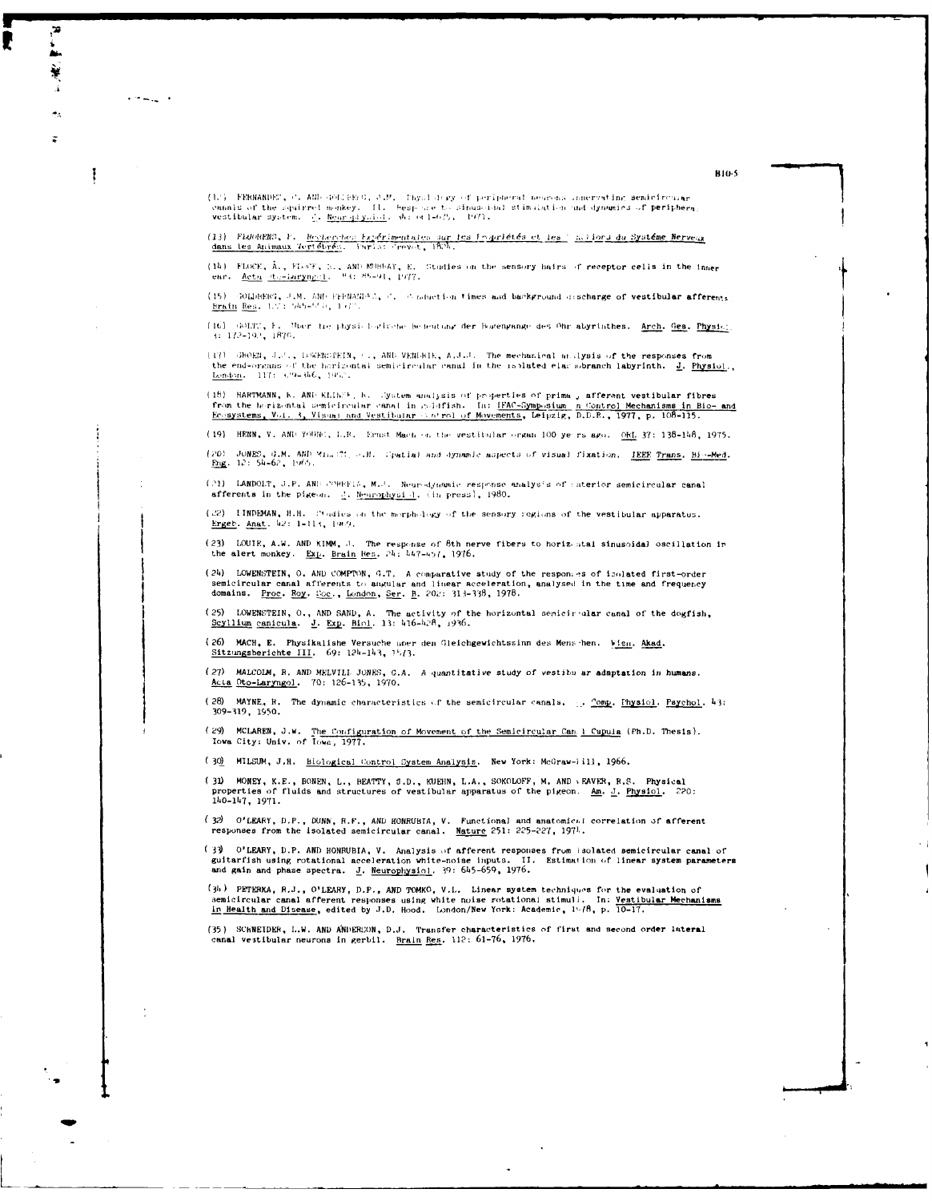(12) FERNANDEZ, C. AND GOLDBERG, J.M. Physiology of peripheral neurons innervating semicircular canals of the squirrel monkey. II. Response to sinusoidal stimulation and dynamics of peripheral vestibular system. J. Neurophysiol. 34: 661-675, 1971.

(13) FLOURENS, P. Recherches Expérimentales sur les Propriétés et les Fonctions du Système Nerveux dans les Animaux Vertébrés. Paris: Crevot, 1824.

(14) FLOCK, Å., FLOCK, B., AND MURRAY, E. Studies on the sensory hairs of receptor cells in the inner ear. Acta Oto-Laryngol. 83: 85-91, 1977.

(15) GOLDBERG, J.M. AND FERNANDEZ, C. Conduction times and background discharge of vestibular afferents. Brain Res. 122: 545-550, 1977.

(16) GOLTZ, F. Über die physiologische Bedeutung der Bogengänge des Ohrlabyrinthes. Arch. Ges. Physiol. 3: 172-192, 1870.

(17) GROEN, J.J., LOWENSTEIN, O., AND VENDRIK, A.J.J. The mechanical analysis of the responses from the end-organs of the horizontal semicircular canal in the isolated elasmobranch labyrinth. J. Physiol., London. 117: 329-346, 1952.

(18) HARTMANN, R. AND KLINKE, R. System analysis of properties of primary afferent vestibular fibres from the horizontal semicircular canal in goldfish. In: IFAC-Symposium on Control Mechanisms in Bio- and Ecosystems, Vol. 3, Visual and Vestibular Control of Movements, Leipzig, D.D.R., 1977, p. 108-115.

(19) HENN, V. AND YOUNG, L.R. Ernst Mach on the vestibular organ 100 years ago. ORL 37: 138-148, 1975.

(20) JONES, G.M. AND MILSUM, J.H. Spatial and dynamic aspects of visual fixation. IEEE Trans. Bio-Med. Eng. 12: 54-62, 1965.

(21) LANDOLT, J.P. AND CORREIA, M.J. Neurodynamic response analysis of anterior semicircular canal afferents in the pigeon. J. Neurophysiol. (in press), 1980.

(22) LINDEMAN, H.H. Studies on the morphology of the sensory regions of the vestibular apparatus. Ergeb. Anat. 42: 1-113, 1969.

(23) LOUIE, A.W. AND KIMM, J. The response of 8th nerve fibers to horizontal sinusoidal oscillation in the alert monkey. Exp. Brain Res. 24: 447-457, 1976.

(24) LOWENSTEIN, O. AND COMPTON, G.T. A comparative study of the responses of isolated first-order semicircular canal afferents to angular and linear acceleration, analysed in the time and frequency domains. Proc. Roy. Soc., London, Ser. B. 202: 313-338, 1978.

(25) LOWENSTEIN, O., AND SAND, A. The activity of the horizontal semicircular canal of the dogfish, Scyllium canicula. J. Exp. Biol. 13: 416-428, 1936.

(26) MACH, E. Physikalishe Versuche über den Gleichgewichtssinn des Menschen. Wien. Akad. Sitzungsberichte III. 69: 124-143, 1873.

(27) MALCOLM, R. AND MELVILL JONES, G.A. A quantitative study of vestibular adaptation in humans. Acta Oto-Laryngol. 70: 126-135, 1970.

(28) MAYNE, R. The dynamic characteristics of the semicircular canals. J. Comp. Physiol. Psychol. 43: 309-319, 1950.

(29) MCLAREN, J.W. The Configuration of Movement of the Semicircular Canal Cupula (Ph.D. Thesis). Iowa City: Univ. of Iowa, 1977.

(30) MILSUM, J.H. Biological Control System Analysis. New York: McGraw-Hill, 1966.

(31) MONEY, K.E., BONEN, L., BEATTY, J.D., KUEHN, L.A., SOKOLOFF, M. AND WEAVER, R.S. Physical properties of fluids and structures of vestibular apparatus of the pigeon. Am. J. Physiol. 220: 140-147, 1971.

(32) O'LEARY, D.P., DUNN, R.F., AND HONRUBIA, V. Functional and anatomical correlation of afferent responses from the isolated semicircular canal. Nature 251: 225-227, 1974.

(33) O'LEARY, D.P. AND HONRUBIA, V. Analysis of afferent responses from isolated semicircular canal of guitarfish using rotational acceleration white-noise inputs. II. Estimation of linear system parameters and gain and phase spectra. J. Neurophysiol. 39: 645-659, 1976.

(34) PETERKA, R.J., O'LEARY, D.P., AND TOMKO, V.L. Linear system techniques for the evaluation of semicircular canal afferent responses using white noise rotational stimuli. In: Vestibular Mechanisms in Health and Disease, edited by J.D. Hood. London/New York: Academic, 1978, p. 10-17.

(35) SCHNEIDER, L.W. AND ANDERSON, D.J. Transfer characteristics of first and second order lateral canal vestibular neurons in gerbil. Brain Res. 112: 61-76, 1976.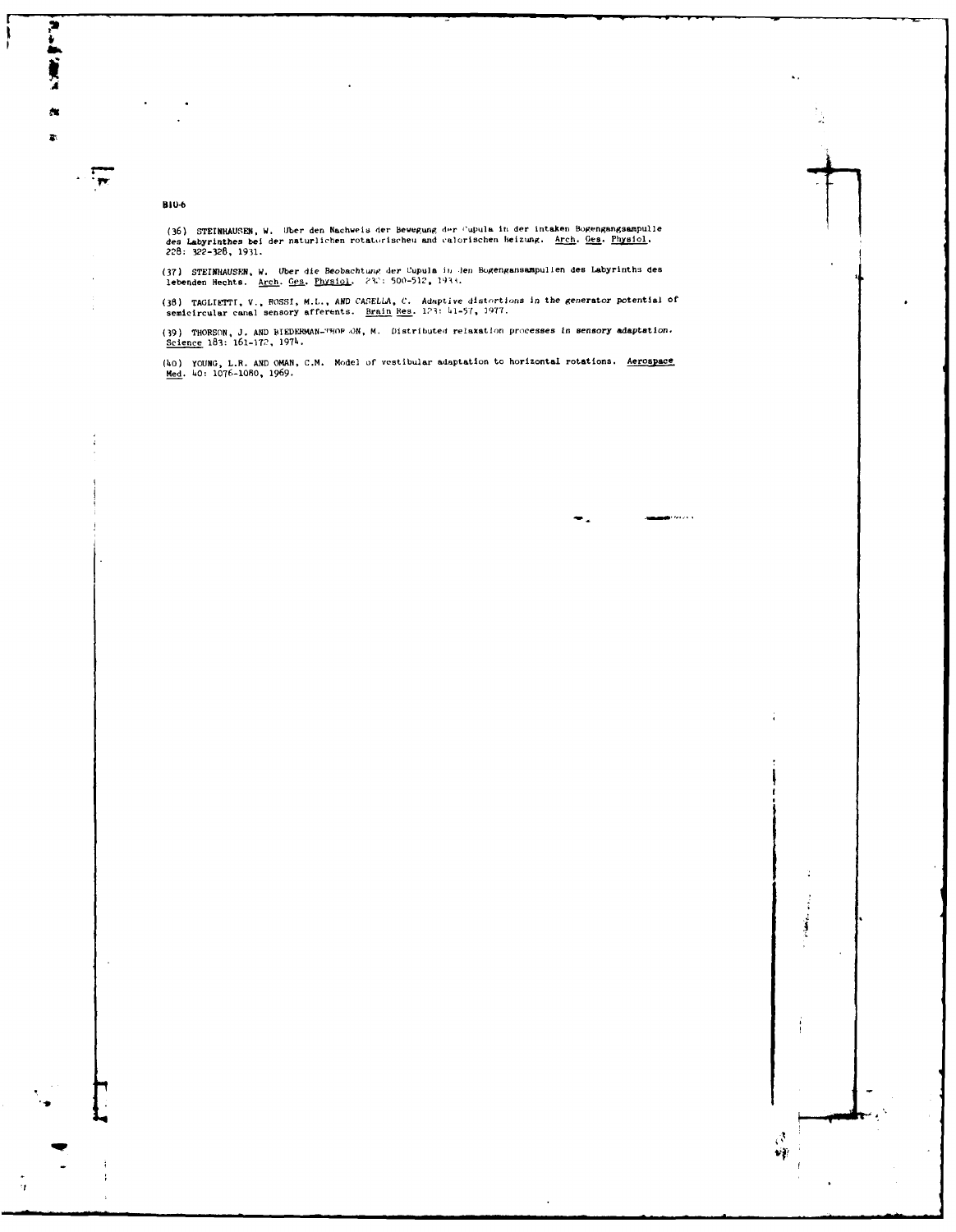(36) STEINHAUSEN, W. Über den Nachweis der Bewegung der Cupula in der intaken Bogengangsampulle des Labyrinthes bei der naturlichen rotatorischeu and calorischen beizung. Arch. Ges. Physiol. 228: 322-328, 1931.

(37) STEINHAUSEN, W. Uber die Beobachtung der Cupula in den Bogengansampullen des Labyrinths des lebenden Hechts. Arch. Ges. Physiol. 232: 500-512, 1933.

(38) TAGLIETTI, V., ROSSI, M.L., AND CASELLA, C. *Adaptive distortions in the generator potential of semicircular canal sensory afferents.* Brain Res. 123: 41-57, 1977.

(39) THORSON, J. AND BIEDERMAN-THORSON, M. Distributed relaxation processes in sensory adaptation. Science 183: 161-172, 1974.

(40) YOUNG, L.R. AND OMAN, C.M. Model of vestibular adaptation to horizontal rotations. Aerospace Med. 40: 1076-1080, 1969.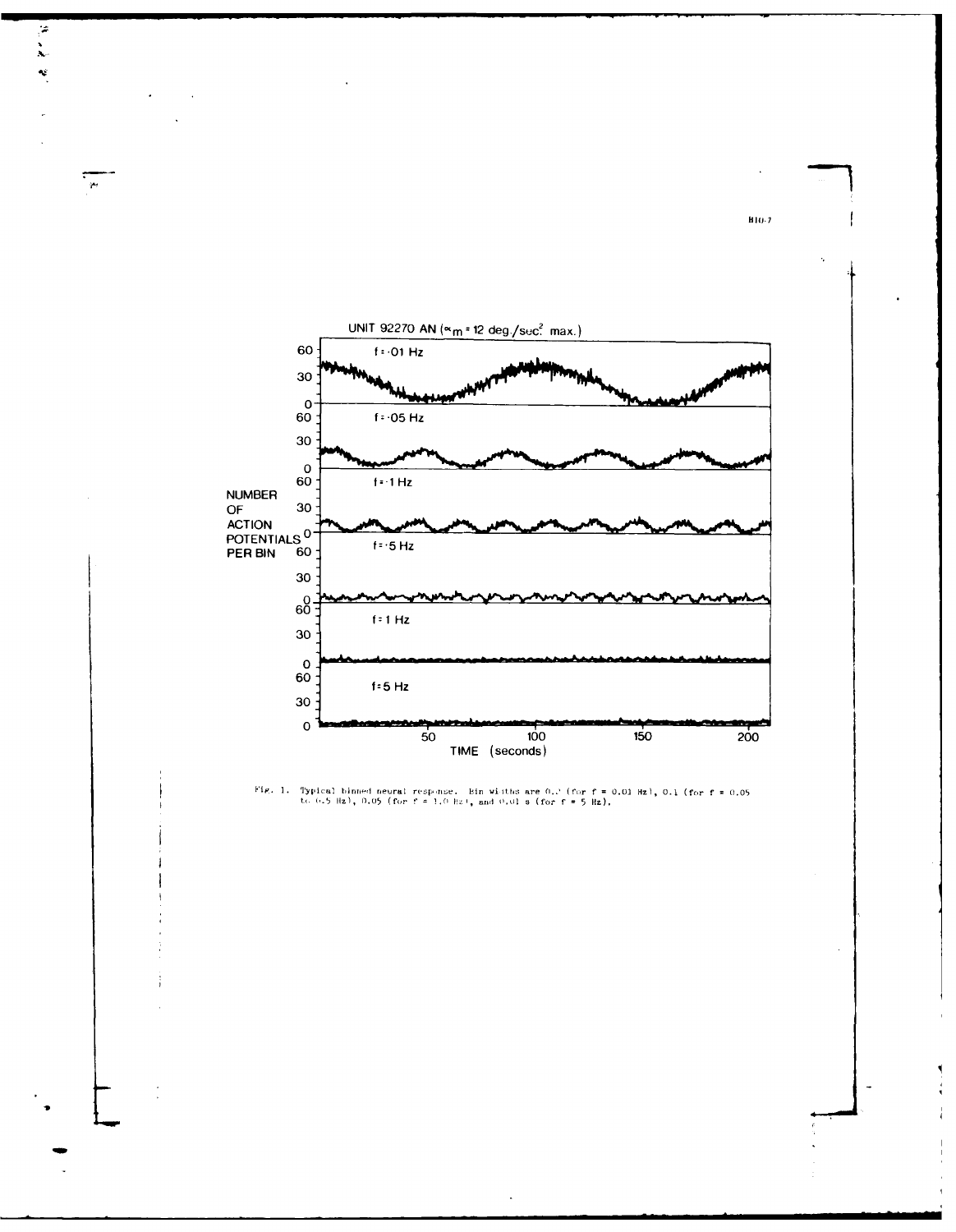Fig. 1. Typical binned neural response. Bin widths are 0.2 (for f = 0.01 Hz), 0.1 (for f = 0.05 to 0.5 Hz), 0.05 (for f = 1.0 Hz), and 0.01 s (for f = 5 Hz).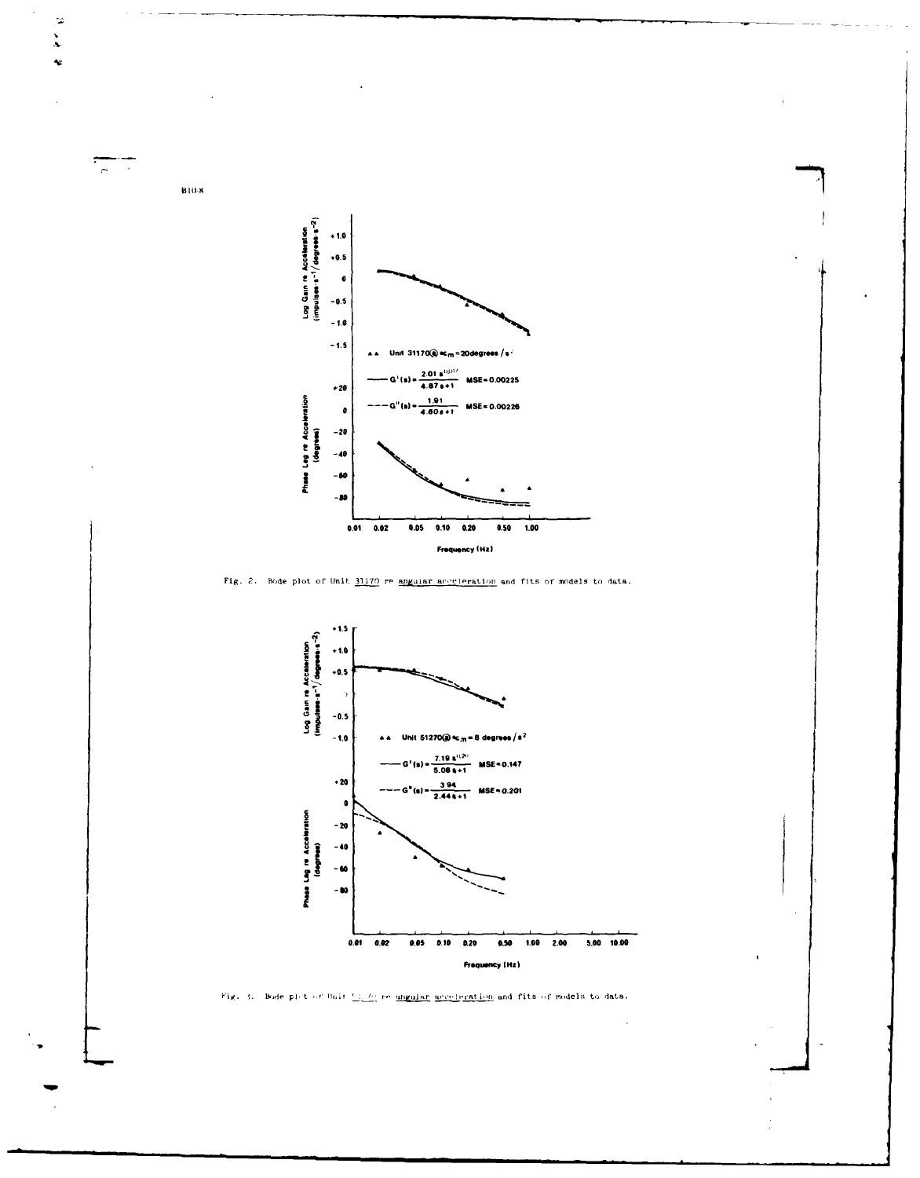Fig. 2. Bode plot of Unit 31170 re angular acceleration and fits of models to data.

Fig. 3. Bode plot of Unit 51270 re angular acceleration and fits of models to data.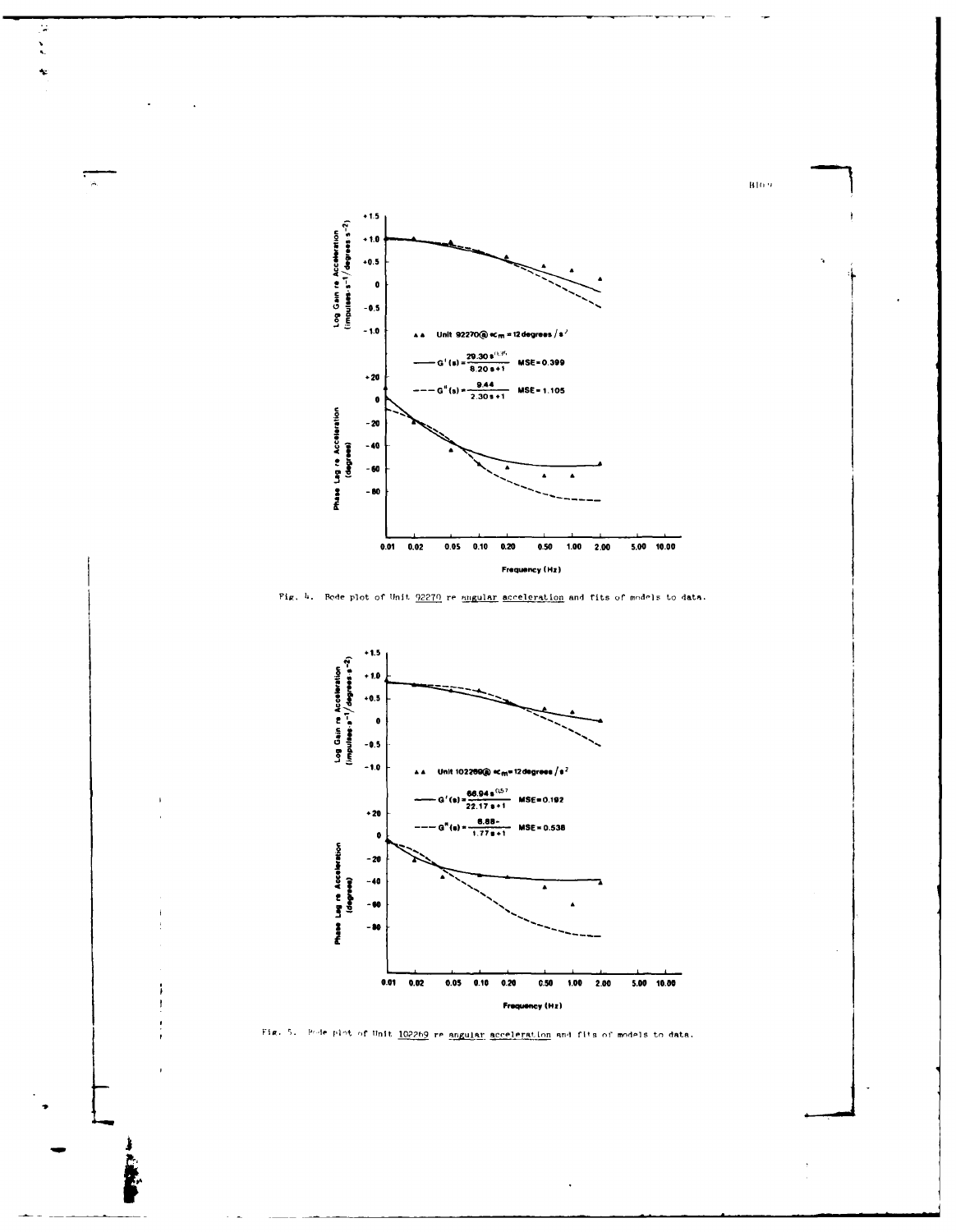Fig. 4. Bode plot of Unit 92270 re angular acceleration and fits of models to data.

Fig. 5. Bode plot of Unit 102269 re angular acceleration and fits of models to data.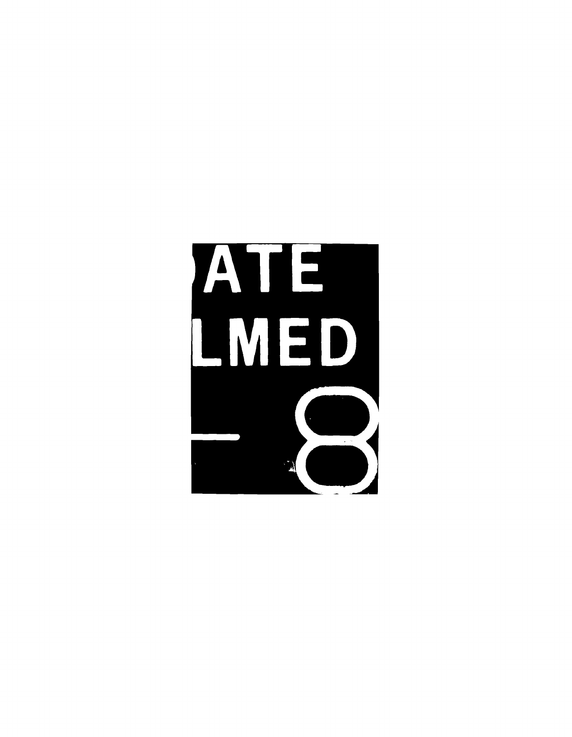ATE

LMED

8